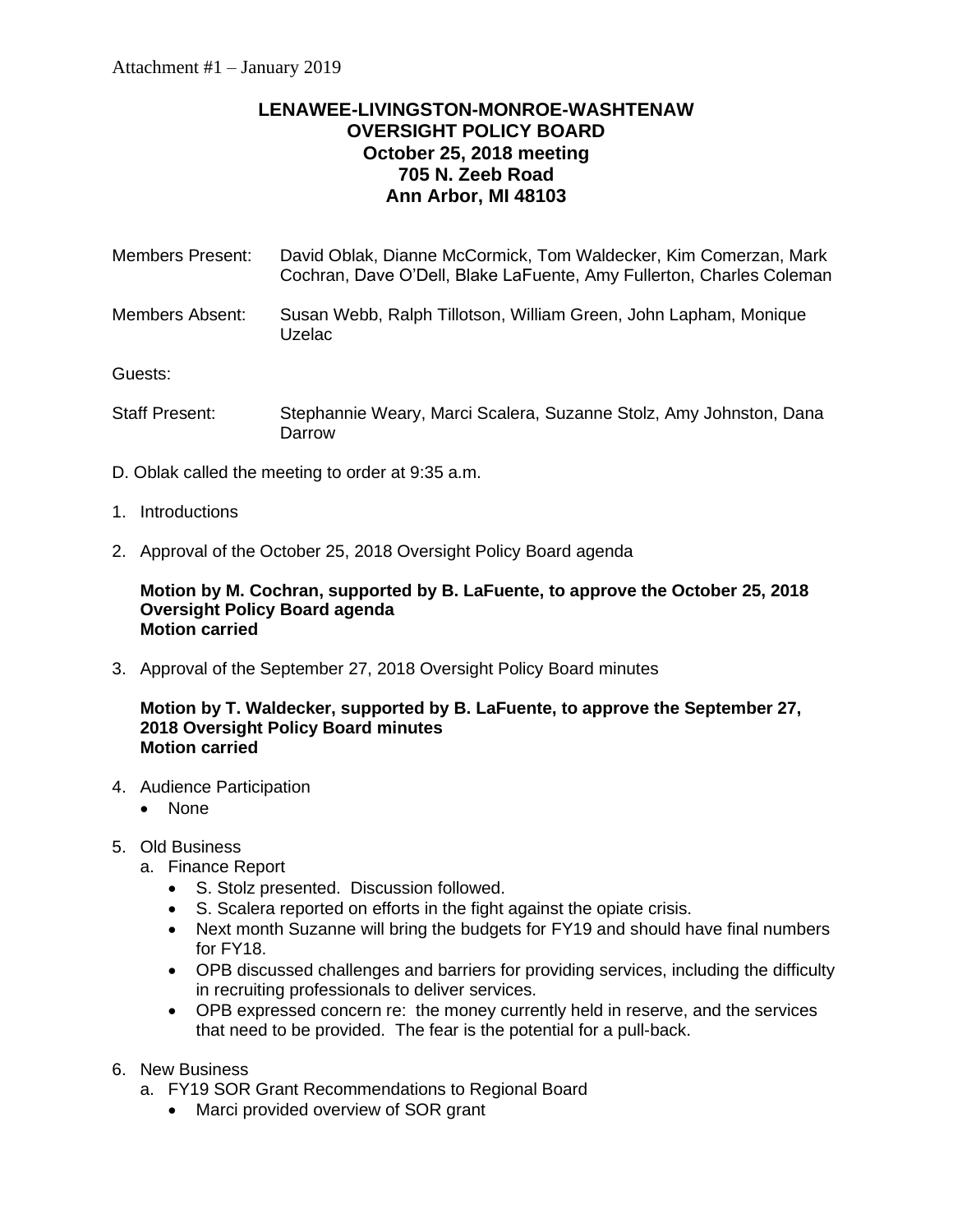Attachment #1 – January 2019

**LENAWEE-LIVINGSTON-MONROE-WASHTENAW**
**OVERSIGHT POLICY BOARD**
**October 25, 2018 meeting**
**705 N. Zeeb Road**
**Ann Arbor, MI 48103**

Members Present: David Oblak, Dianne McCormick, Tom Waldecker, Kim Comerzan, Mark Cochran, Dave O'Dell, Blake LaFuente, Amy Fullerton, Charles Coleman

Members Absent: Susan Webb, Ralph Tillotson, William Green, John Lapham, Monique Uzelac

Guests:

Staff Present: Stephannie Weary, Marci Scalera, Suzanne Stolz, Amy Johnston, Dana Darrow

D. Oblak called the meeting to order at 9:35 a.m.

1. Introductions

2. Approval of the October 25, 2018 Oversight Policy Board agenda

   **Motion by M. Cochran, supported by B. LaFuente, to approve the October 25, 2018 Oversight Policy Board agenda**
   **Motion carried**

3. Approval of the September 27, 2018 Oversight Policy Board minutes

   **Motion by T. Waldecker, supported by B. LaFuente, to approve the September 27, 2018 Oversight Policy Board minutes**
   **Motion carried**

4. Audience Participation
   - None

5. Old Business
   a. Finance Report
      - S. Stolz presented. Discussion followed.
      - S. Scalera reported on efforts in the fight against the opiate crisis.
      - Next month Suzanne will bring the budgets for FY19 and should have final numbers for FY18.
      - OPB discussed challenges and barriers for providing services, including the difficulty in recruiting professionals to deliver services.
      - OPB expressed concern re: the money currently held in reserve, and the services that need to be provided. The fear is the potential for a pull-back.

6. New Business
   a. FY19 SOR Grant Recommendations to Regional Board
      - Marci provided overview of SOR grant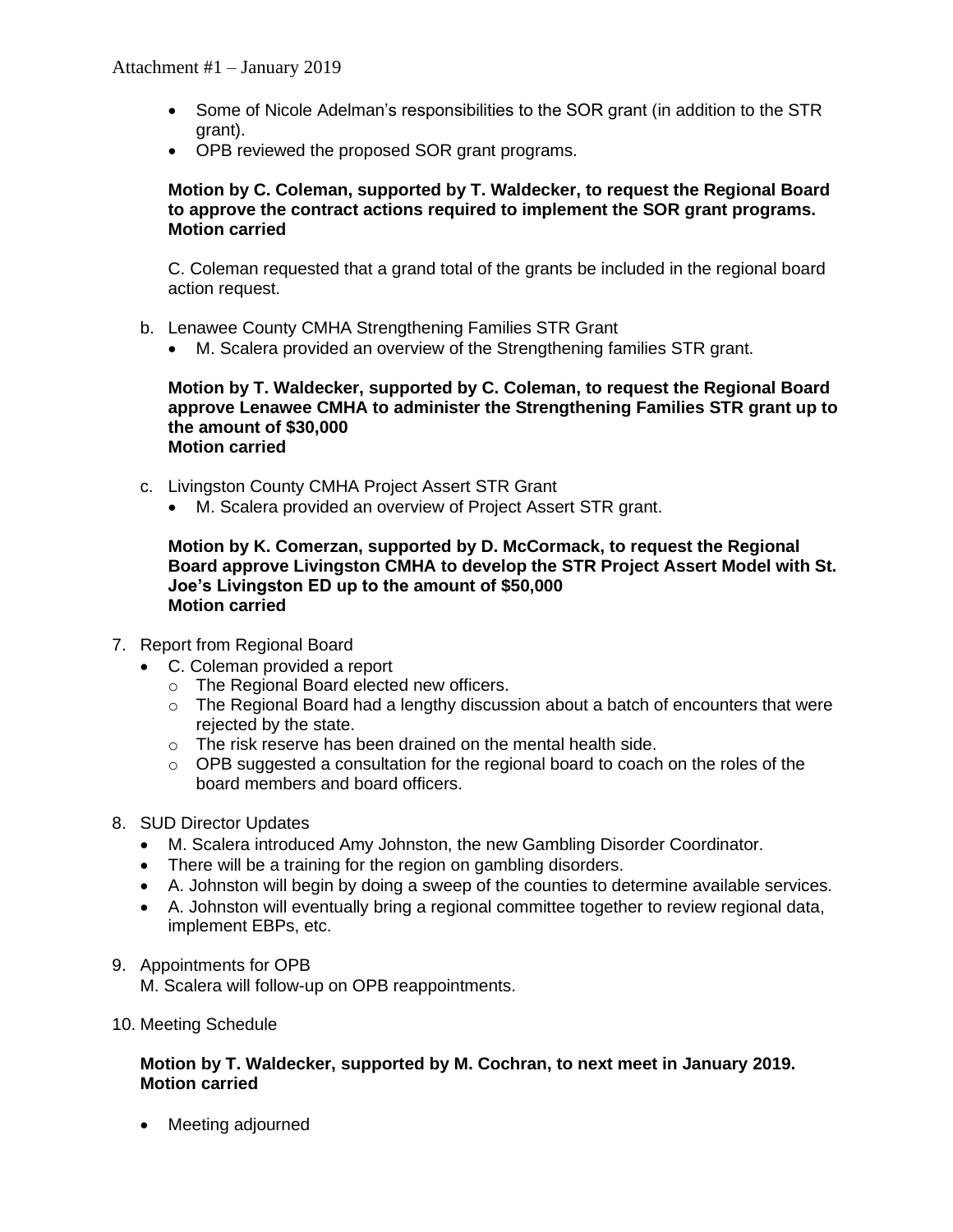- Some of Nicole Adelman's responsibilities to the SOR grant (in addition to the STR grant).
- OPB reviewed the proposed SOR grant programs.

**Motion by C. Coleman, supported by T. Waldecker, to request the Regional Board to approve the contract actions required to implement the SOR grant programs. Motion carried**

C. Coleman requested that a grand total of the grants be included in the regional board action request.

b. Lenawee County CMHA Strengthening Families STR Grant
   - M. Scalera provided an overview of the Strengthening families STR grant.

**Motion by T. Waldecker, supported by C. Coleman, to request the Regional Board approve Lenawee CMHA to administer the Strengthening Families STR grant up to the amount of $30,000**
**Motion carried**

c. Livingston County CMHA Project Assert STR Grant
   - M. Scalera provided an overview of Project Assert STR grant.

**Motion by K. Comerzan, supported by D. McCormack, to request the Regional Board approve Livingston CMHA to develop the STR Project Assert Model with St. Joe's Livingston ED up to the amount of $50,000**
**Motion carried**

7. Report from Regional Board
   - C. Coleman provided a report
     - The Regional Board elected new officers.
     - The Regional Board had a lengthy discussion about a batch of encounters that were rejected by the state.
     - The risk reserve has been drained on the mental health side.
     - OPB suggested a consultation for the regional board to coach on the roles of the board members and board officers.

8. SUD Director Updates
   - M. Scalera introduced Amy Johnston, the new Gambling Disorder Coordinator.
   - There will be a training for the region on gambling disorders.
   - A. Johnston will begin by doing a sweep of the counties to determine available services.
   - A. Johnston will eventually bring a regional committee together to review regional data, implement EBPs, etc.

9. Appointments for OPB
   M. Scalera will follow-up on OPB reappointments.

10. Meeting Schedule

**Motion by T. Waldecker, supported by M. Cochran, to next meet in January 2019. Motion carried**

- Meeting adjourned